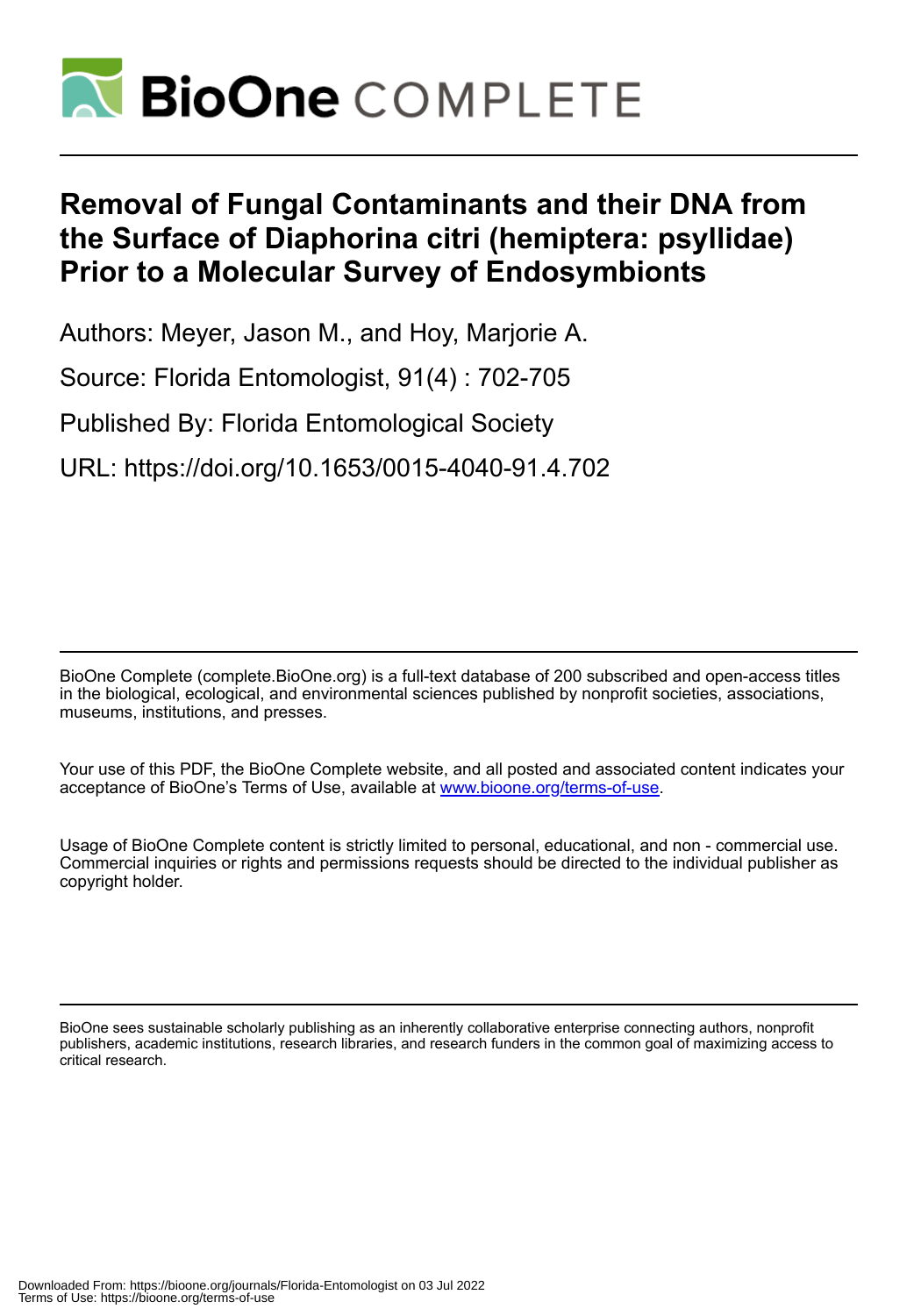# Removal of Fungal Contaminants and their DNA from the Surface of Diaphorina citri (hemiptera: psyllidae) Prior to a Molecular Survey of Endosymbionts

Authors: Meyer, Jason M., and Hoy, Marjorie A.

Source: Florida Entomologist, 91(4) : 702-705

Published By: Florida Entomological Society

URL: https://doi.org/10.1653/0015-4040-91.4.702

BioOne Complete (complete.BioOne.org) is a full-text database of 200 subscribed and open-access titles in the biological, ecological, and environmental sciences published by nonprofit societies, associations, museums, institutions, and presses.

Your use of this PDF, the BioOne Complete website, and all posted and associated content indicates your acceptance of BioOne's Terms of Use, available at www.bioone.org/terms-of-use.

Usage of BioOne Complete content is strictly limited to personal, educational, and non - commercial use. Commercial inquiries or rights and permissions requests should be directed to the individual publisher as copyright holder.

BioOne sees sustainable scholarly publishing as an inherently collaborative enterprise connecting authors, nonprofit publishers, academic institutions, research libraries, and research funders in the common goal of maximizing access to critical research.

Downloaded From: https://bioone.org/journals/Florida-Entomologist on 03 Jul 2022
Terms of Use: https://bioone.org/terms-of-use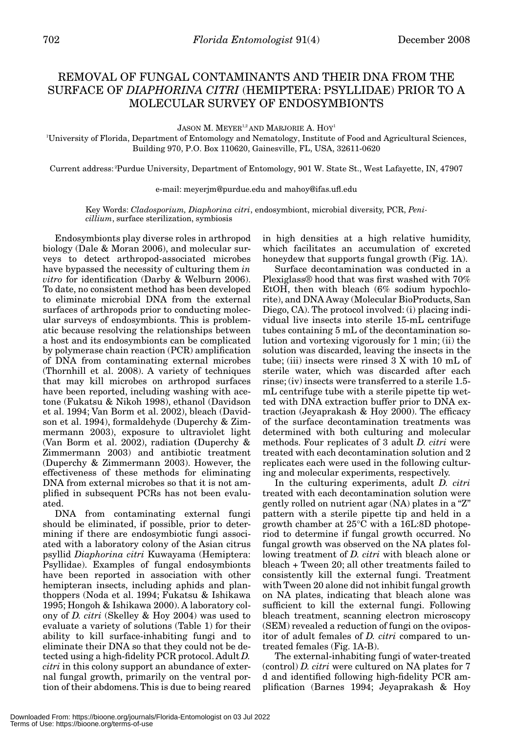# REMOVAL OF FUNGAL CONTAMINANTS AND THEIR DNA FROM THE SURFACE OF *DIAPHORINA CITRI* (HEMIPTERA: PSYLLIDAE) PRIOR TO A MOLECULAR SURVEY OF ENDOSYMBIONTS

JASON M. MEYER[1,2] AND MARJORIE A. HOY[1]

[1]University of Florida, Department of Entomology and Nematology, Institute of Food and Agricultural Sciences, Building 970, P.O. Box 110620, Gainesville, FL, USA, 32611-0620

Current address: [2]Purdue University, Department of Entomology, 901 W. State St., West Lafayette, IN, 47907

e-mail: meyerjm@purdue.edu and mahoy@ifas.ufl.edu

Key Words: *Cladosporium, Diaphorina citri*, endosymbiont, microbial diversity, PCR, *Penicillium*, surface sterilization, symbiosis

Endosymbionts play diverse roles in arthropod biology (Dale & Moran 2006), and molecular surveys to detect arthropod-associated microbes have bypassed the necessity of culturing them *in vitro* for identification (Darby & Welburn 2006). To date, no consistent method has been developed to eliminate microbial DNA from the external surfaces of arthropods prior to conducting molecular surveys of endosymbionts. This is problematic because resolving the relationships between a host and its endosymbionts can be complicated by polymerase chain reaction (PCR) amplification of DNA from contaminating external microbes (Thornhill et al. 2008). A variety of techniques that may kill microbes on arthropod surfaces have been reported, including washing with acetone (Fukatsu & Nikoh 1998), ethanol (Davidson et al. 1994; Van Borm et al. 2002), bleach (Davidson et al. 1994), formaldehyde (Duperchy & Zimmermann 2003), exposure to ultraviolet light (Van Borm et al. 2002), radiation **(**Duperchy & Zimmermann 2003) and antibiotic treatment (Duperchy & Zimmermann 2003). However, the effectiveness of these methods for eliminating DNA from external microbes so that it is not amplified in subsequent PCRs has not been evaluated.

DNA from contaminating external fungi should be eliminated, if possible, prior to determining if there are endosymbiotic fungi associated with a laboratory colony of the Asian citrus psyllid *Diaphorina citri* Kuwayama (Hemiptera: Psyllidae). Examples of fungal endosymbionts have been reported in association with other hemipteran insects, including aphids and planthoppers (Noda et al. 1994; Fukatsu & Ishikawa 1995; Hongoh & Ishikawa 2000). A laboratory colony of *D. citri* (Skelley & Hoy 2004) was used to evaluate a variety of solutions (Table 1) for their ability to kill surface-inhabiting fungi and to eliminate their DNA so that they could not be detected using a high-fidelity PCR protocol. Adult *D. citri* in this colony support an abundance of external fungal growth, primarily on the ventral portion of their abdomens. This is due to being reared in high densities at a high relative humidity, which facilitates an accumulation of excreted honeydew that supports fungal growth (Fig. 1A).

Surface decontamination was conducted in a Plexiglass® hood that was first washed with 70% EtOH, then with bleach (6% sodium hypochlorite), and DNA Away (Molecular BioProducts, San Diego, CA). The protocol involved: (i) placing individual live insects into sterile 15-mL centrifuge tubes containing 5 mL of the decontamination solution and vortexing vigorously for 1 min; (ii) the solution was discarded, leaving the insects in the tube; (iii) insects were rinsed 3 X with 10 mL of sterile water, which was discarded after each rinse; (iv) insects were transferred to a sterile 1.5-mL centrifuge tube with a sterile pipette tip wetted with DNA extraction buffer prior to DNA extraction (Jeyaprakash & Hoy 2000). The efficacy of the surface decontamination treatments was determined with both culturing and molecular methods. Four replicates of 3 adult *D. citri* were treated with each decontamination solution and 2 replicates each were used in the following culturing and molecular experiments, respectively.

In the culturing experiments, adult *D. citri* treated with each decontamination solution were gently rolled on nutrient agar (NA) plates in a "Z" pattern with a sterile pipette tip and held in a growth chamber at 25°C with a 16L:8D photoperiod to determine if fungal growth occurred. No fungal growth was observed on the NA plates following treatment of *D. citri* with bleach alone or bleach + Tween 20; all other treatments failed to consistently kill the external fungi. Treatment with Tween 20 alone did not inhibit fungal growth on NA plates, indicating that bleach alone was sufficient to kill the external fungi. Following bleach treatment, scanning electron microscopy (SEM) revealed a reduction of fungi on the ovipositor of adult females of *D. citri* compared to untreated females (Fig. 1A-B).

The external-inhabiting fungi of water-treated (control) *D. citri* were cultured on NA plates for 7 d and identified following high-fidelity PCR amplification (Barnes 1994; Jeyaprakash & Hoy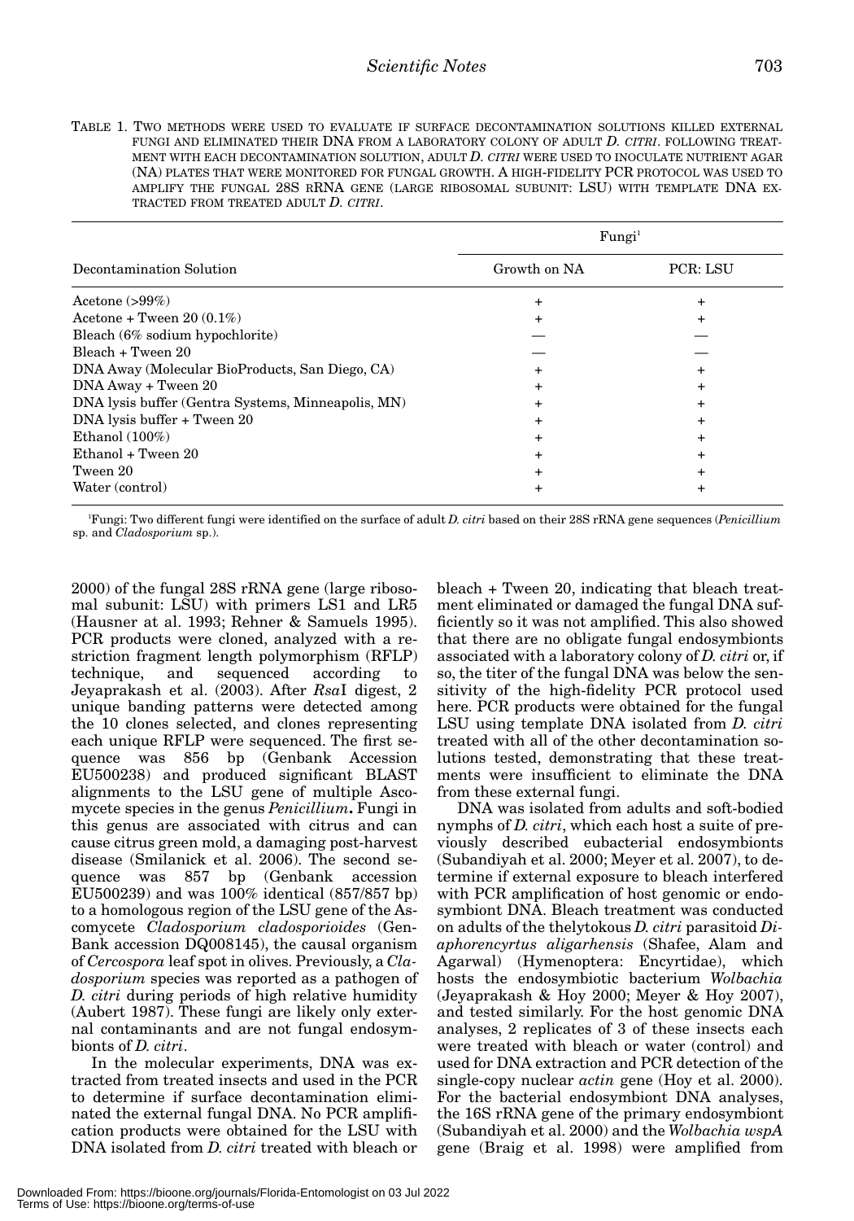TABLE 1. TWO METHODS WERE USED TO EVALUATE IF SURFACE DECONTAMINATION SOLUTIONS KILLED EXTERNAL FUNGI AND ELIMINATED THEIR DNA FROM A LABORATORY COLONY OF ADULT *D. CITRI*. FOLLOWING TREATMENT WITH EACH DECONTAMINATION SOLUTION, ADULT *D. CITRI* WERE USED TO INOCULATE NUTRIENT AGAR (NA) PLATES THAT WERE MONITORED FOR FUNGAL GROWTH. A HIGH-FIDELITY PCR PROTOCOL WAS USED TO AMPLIFY THE FUNGAL 28S RRNA GENE (LARGE RIBOSOMAL SUBUNIT: LSU) WITH TEMPLATE DNA EXTRACTED FROM TREATED ADULT *D. CITRI*.

| Decontamination Solution | Fungi[1] | |
|---|---|---|
| | Growth on NA | PCR: LSU |
| Acetone (>99%) | + | + |
| Acetone + Tween 20 (0.1%) | + | + |
| Bleach (6% sodium hypochlorite) | — | — |
| Bleach + Tween 20 | — | — |
| DNA Away (Molecular BioProducts, San Diego, CA) | + | + |
| DNA Away + Tween 20 | + | + |
| DNA lysis buffer (Gentra Systems, Minneapolis, MN) | + | + |
| DNA lysis buffer + Tween 20 | + | + |
| Ethanol (100%) | + | + |
| Ethanol + Tween 20 | + | + |
| Tween 20 | + | + |
| Water (control) | + | + |

[1]Fungi: Two different fungi were identified on the surface of adult *D. citri* based on their 28S rRNA gene sequences (*Penicillium* sp. and *Cladosporium* sp.).

2000) of the fungal 28S rRNA gene (large ribosomal subunit: LSU) with primers LS1 and LR5 (Hausner at al. 1993; Rehner & Samuels 1995). PCR products were cloned, analyzed with a restriction fragment length polymorphism (RFLP) technique, and sequenced according to Jeyaprakash et al. (2003). After *Rsa*I digest, 2 unique banding patterns were detected among the 10 clones selected, and clones representing each unique RFLP were sequenced. The first sequence was 856 bp (Genbank Accession EU500238) and produced significant BLAST alignments to the LSU gene of multiple Ascomycete species in the genus *Penicillium***.** Fungi in this genus are associated with citrus and can cause citrus green mold, a damaging post-harvest disease (Smilanick et al. 2006). The second sequence was 857 bp (Genbank accession EU500239) and was 100% identical (857/857 bp) to a homologous region of the LSU gene of the Ascomycete *Cladosporium cladosporioides* (GenBank accession DQ008145), the causal organism of *Cercospora* leaf spot in olives. Previously, a *Cladosporium* species was reported as a pathogen of *D. citri* during periods of high relative humidity (Aubert 1987). These fungi are likely only external contaminants and are not fungal endosymbionts of *D. citri*.

In the molecular experiments, DNA was extracted from treated insects and used in the PCR to determine if surface decontamination eliminated the external fungal DNA. No PCR amplification products were obtained for the LSU with DNA isolated from *D. citri* treated with bleach or bleach + Tween 20, indicating that bleach treatment eliminated or damaged the fungal DNA sufficiently so it was not amplified. This also showed that there are no obligate fungal endosymbionts associated with a laboratory colony of *D. citri* or, if so, the titer of the fungal DNA was below the sensitivity of the high-fidelity PCR protocol used here. PCR products were obtained for the fungal LSU using template DNA isolated from *D. citri* treated with all of the other decontamination solutions tested, demonstrating that these treatments were insufficient to eliminate the DNA from these external fungi.

DNA was isolated from adults and soft-bodied nymphs of *D. citri*, which each host a suite of previously described eubacterial endosymbionts (Subandiyah et al. 2000; Meyer et al. 2007), to determine if external exposure to bleach interfered with PCR amplification of host genomic or endosymbiont DNA. Bleach treatment was conducted on adults of the thelytokous *D. citri* parasitoid *Diaphorencyrtus aligarhensis* (Shafee, Alam and Agarwal) (Hymenoptera: Encyrtidae), which hosts the endosymbiotic bacterium *Wolbachia* (Jeyaprakash & Hoy 2000; Meyer & Hoy 2007), and tested similarly. For the host genomic DNA analyses, 2 replicates of 3 of these insects each were treated with bleach or water (control) and used for DNA extraction and PCR detection of the single-copy nuclear *actin* gene (Hoy et al. 2000). For the bacterial endosymbiont DNA analyses, the 16S rRNA gene of the primary endosymbiont (Subandiyah et al. 2000) and the *Wolbachia wspA* gene (Braig et al. 1998) were amplified from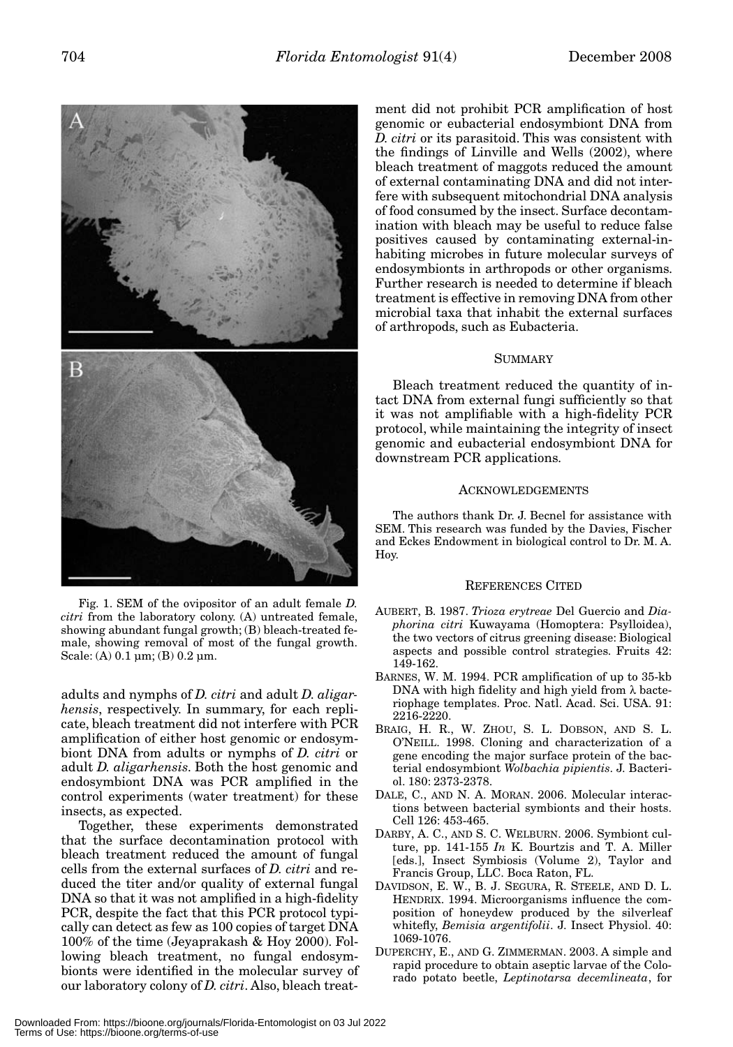Fig. 1. SEM of the ovipositor of an adult female *D. citri* from the laboratory colony. (A) untreated female, showing abundant fungal growth; (B) bleach-treated female, showing removal of most of the fungal growth. Scale: (A) 0.1 µm; (B) 0.2 µm.

adults and nymphs of *D. citri* and adult *D. aligarhensis*, respectively. In summary, for each replicate, bleach treatment did not interfere with PCR amplification of either host genomic or endosymbiont DNA from adults or nymphs of *D. citri* or adult *D. aligarhensis*. Both the host genomic and endosymbiont DNA was PCR amplified in the control experiments (water treatment) for these insects, as expected.

Together, these experiments demonstrated that the surface decontamination protocol with bleach treatment reduced the amount of fungal cells from the external surfaces of *D. citri* and reduced the titer and/or quality of external fungal DNA so that it was not amplified in a high-fidelity PCR, despite the fact that this PCR protocol typically can detect as few as 100 copies of target DNA 100% of the time (Jeyaprakash & Hoy 2000). Following bleach treatment, no fungal endosymbionts were identified in the molecular survey of our laboratory colony of *D. citri*. Also, bleach treatment did not prohibit PCR amplification of host genomic or eubacterial endosymbiont DNA from *D. citri* or its parasitoid. This was consistent with the findings of Linville and Wells (2002), where bleach treatment of maggots reduced the amount of external contaminating DNA and did not interfere with subsequent mitochondrial DNA analysis of food consumed by the insect. Surface decontamination with bleach may be useful to reduce false positives caused by contaminating external-inhabiting microbes in future molecular surveys of endosymbionts in arthropods or other organisms. Further research is needed to determine if bleach treatment is effective in removing DNA from other microbial taxa that inhabit the external surfaces of arthropods, such as Eubacteria.

## SUMMARY

Bleach treatment reduced the quantity of intact DNA from external fungi sufficiently so that it was not amplifiable with a high-fidelity PCR protocol, while maintaining the integrity of insect genomic and eubacterial endosymbiont DNA for downstream PCR applications.

## ACKNOWLEDGEMENTS

The authors thank Dr. J. Becnel for assistance with SEM. This research was funded by the Davies, Fischer and Eckes Endowment in biological control to Dr. M. A. Hoy.

## REFERENCES CITED

AUBERT, B. 1987. *Trioza erytreae* Del Guercio and *Diaphorina citri* Kuwayama (Homoptera: Psylloidea), the two vectors of citrus greening disease: Biological aspects and possible control strategies. Fruits 42: 149-162.

BARNES, W. M. 1994. PCR amplification of up to 35-kb DNA with high fidelity and high yield from λ bacteriophage templates. Proc. Natl. Acad. Sci. USA. 91: 2216-2220.

BRAIG, H. R., W. ZHOU, S. L. DOBSON, AND S. L. O'NEILL. 1998. Cloning and characterization of a gene encoding the major surface protein of the bacterial endosymbiont *Wolbachia pipientis*. J. Bacteriol. 180: 2373-2378.

DALE, C., AND N. A. MORAN. 2006. Molecular interactions between bacterial symbionts and their hosts. Cell 126: 453-465.

DARBY, A. C., AND S. C. WELBURN. 2006. Symbiont culture, pp. 141-155 *In* K. Bourtzis and T. A. Miller [eds.], Insect Symbiosis (Volume 2), Taylor and Francis Group, LLC. Boca Raton, FL.

DAVIDSON, E. W., B. J. SEGURA, R. STEELE, AND D. L. HENDRIX. 1994. Microorganisms influence the composition of honeydew produced by the silverleaf whitefly, *Bemisia argentifolii*. J. Insect Physiol. 40: 1069-1076.

DUPERCHY, E., AND G. ZIMMERMAN. 2003. A simple and rapid procedure to obtain aseptic larvae of the Colorado potato beetle, *Leptinotarsa decemlineata*, for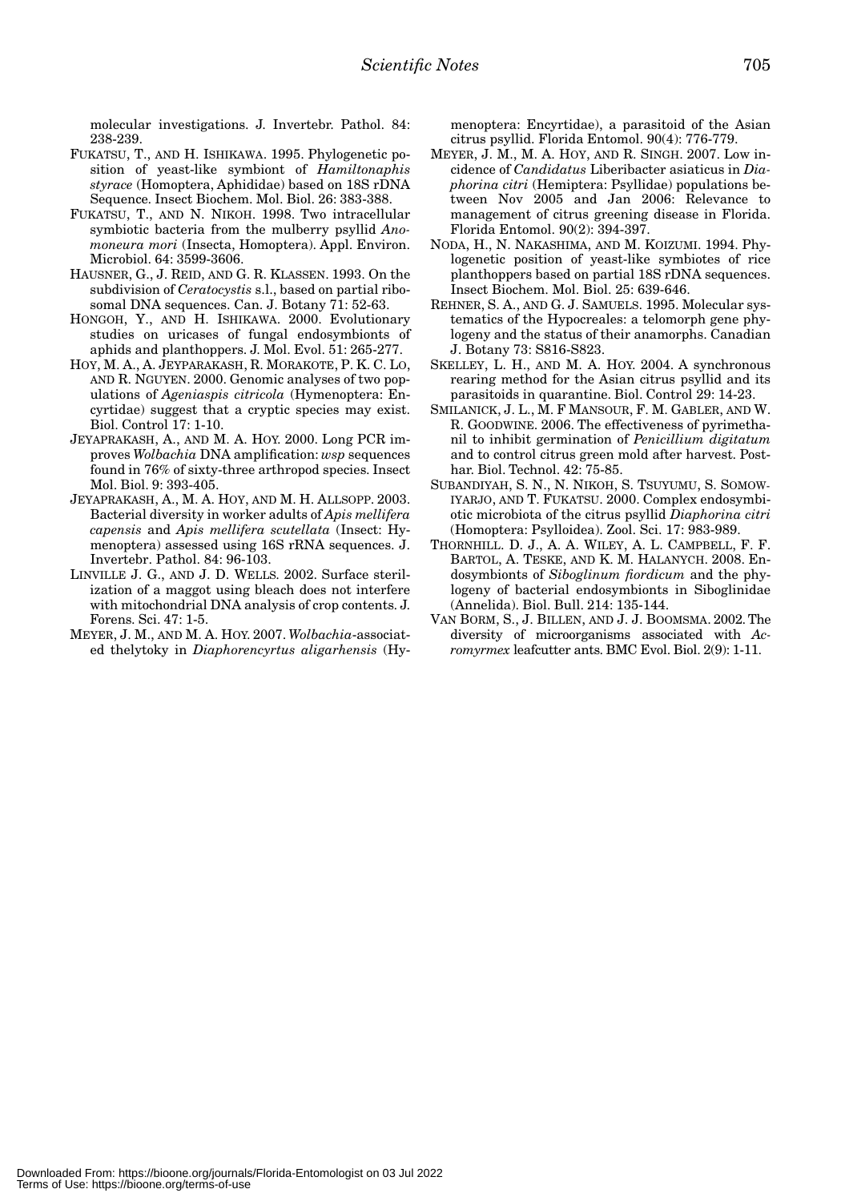molecular investigations. J. Invertebr. Pathol. 84: 238-239.

FUKATSU, T., AND H. ISHIKAWA. 1995. Phylogenetic position of yeast-like symbiont of *Hamiltonaphis styrace* (Homoptera, Aphididae) based on 18S rDNA Sequence. Insect Biochem. Mol. Biol. 26: 383-388.

FUKATSU, T., AND N. NIKOH. 1998. Two intracellular symbiotic bacteria from the mulberry psyllid *Anomoneura mori* (Insecta, Homoptera). Appl. Environ. Microbiol. 64: 3599-3606.

HAUSNER, G., J. REID, AND G. R. KLASSEN. 1993. On the subdivision of *Ceratocystis* s.l., based on partial ribosomal DNA sequences. Can. J. Botany 71: 52-63.

HONGOH, Y., AND H. ISHIKAWA. 2000. Evolutionary studies on uricases of fungal endosymbionts of aphids and planthoppers. J. Mol. Evol. 51: 265-277.

HOY, M. A., A. JEYPARAKASH, R. MORAKOTE, P. K. C. LO, AND R. NGUYEN. 2000. Genomic analyses of two populations of *Ageniaspis citricola* (Hymenoptera: Encyrtidae) suggest that a cryptic species may exist. Biol. Control 17: 1-10.

JEYAPRAKASH, A., AND M. A. HOY. 2000. Long PCR improves *Wolbachia* DNA amplification: *wsp* sequences found in 76% of sixty-three arthropod species. Insect Mol. Biol. 9: 393-405.

JEYAPRAKASH, A., M. A. HOY, AND M. H. ALLSOPP. 2003. Bacterial diversity in worker adults of *Apis mellifera capensis* and *Apis mellifera scutellata* (Insect: Hymenoptera) assessed using 16S rRNA sequences. J. Invertebr. Pathol. 84: 96-103.

LINVILLE J. G., AND J. D. WELLS. 2002. Surface sterilization of a maggot using bleach does not interfere with mitochondrial DNA analysis of crop contents. J. Forens. Sci. 47: 1-5.

MEYER, J. M., AND M. A. HOY. 2007. *Wolbachia*-associated thelytoky in *Diaphorencyrtus aligarhensis* (Hymenoptera: Encyrtidae), a parasitoid of the Asian citrus psyllid. Florida Entomol. 90(4): 776-779.

MEYER, J. M., M. A. HOY, AND R. SINGH. 2007. Low incidence of *Candidatus* Liberibacter asiaticus in *Diaphorina citri* (Hemiptera: Psyllidae) populations between Nov 2005 and Jan 2006: Relevance to management of citrus greening disease in Florida. Florida Entomol. 90(2): 394-397.

NODA, H., N. NAKASHIMA, AND M. KOIZUMI. 1994. Phylogenetic position of yeast-like symbiotes of rice planthoppers based on partial 18S rDNA sequences. Insect Biochem. Mol. Biol. 25: 639-646.

REHNER, S. A., AND G. J. SAMUELS. 1995. Molecular systematics of the Hypocreales: a telomorph gene phylogeny and the status of their anamorphs. Canadian J. Botany 73: S816-S823.

SKELLEY, L. H., AND M. A. HOY. 2004. A synchronous rearing method for the Asian citrus psyllid and its parasitoids in quarantine. Biol. Control 29: 14-23.

SMILANICK, J. L., M. F MANSOUR, F. M. GABLER, AND W. R. GOODWINE. 2006. The effectiveness of pyrimethanil to inhibit germination of *Penicillium digitatum* and to control citrus green mold after harvest. Posthar. Biol. Technol. 42: 75-85.

SUBANDIYAH, S. N., N. NIKOH, S. TSUYUMU, S. SOMOWIYARJO, AND T. FUKATSU. 2000. Complex endosymbiotic microbiota of the citrus psyllid *Diaphorina citri* (Homoptera: Psylloidea). Zool. Sci. 17: 983-989.

THORNHILL. D. J., A. A. WILEY, A. L. CAMPBELL, F. F. BARTOL, A. TESKE, AND K. M. HALANYCH. 2008. Endosymbionts of *Siboglinum fiordicum* and the phylogeny of bacterial endosymbionts in Siboglinidae (Annelida). Biol. Bull. 214: 135-144.

VAN BORM, S., J. BILLEN, AND J. J. BOOMSMA. 2002. The diversity of microorganisms associated with *Acromyrmex* leafcutter ants. BMC Evol. Biol. 2(9): 1-11.